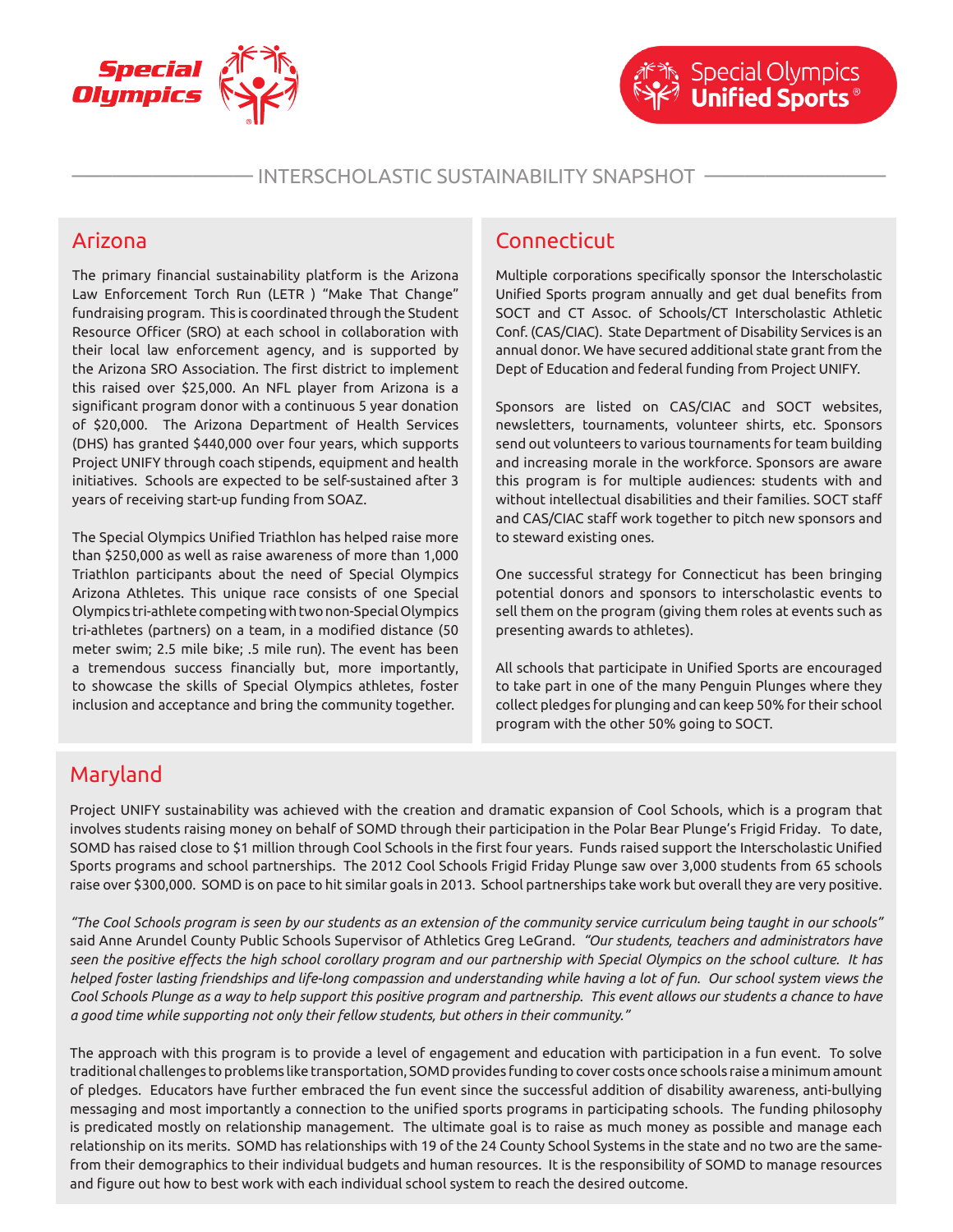Special Olympics

Special Olympics Unified Sports®

# INTERSCHOLASTIC SUSTAINABILITY SNAPSHOT

## Arizona

The primary financial sustainability platform is the Arizona Law Enforcement Torch Run (LETR ) "Make That Change" fundraising program. This is coordinated through the Student Resource Officer (SRO) at each school in collaboration with their local law enforcement agency, and is supported by the Arizona SRO Association. The first district to implement this raised over $25,000. An NFL player from Arizona is a significant program donor with a continuous 5 year donation of $20,000. The Arizona Department of Health Services (DHS) has granted $440,000 over four years, which supports Project UNIFY through coach stipends, equipment and health initiatives. Schools are expected to be self-sustained after 3 years of receiving start-up funding from SOAZ.

The Special Olympics Unified Triathlon has helped raise more than $250,000 as well as raise awareness of more than 1,000 Triathlon participants about the need of Special Olympics Arizona Athletes. This unique race consists of one Special Olympics tri-athlete competing with two non-Special Olympics tri-athletes (partners) on a team, in a modified distance (50 meter swim; 2.5 mile bike; .5 mile run). The event has been a tremendous success financially but, more importantly, to showcase the skills of Special Olympics athletes, foster inclusion and acceptance and bring the community together.

## Connecticut

Multiple corporations specifically sponsor the Interscholastic Unified Sports program annually and get dual benefits from SOCT and CT Assoc. of Schools/CT Interscholastic Athletic Conf. (CAS/CIAC). State Department of Disability Services is an annual donor. We have secured additional state grant from the Dept of Education and federal funding from Project UNIFY.

Sponsors are listed on CAS/CIAC and SOCT websites, newsletters, tournaments, volunteer shirts, etc. Sponsors send out volunteers to various tournaments for team building and increasing morale in the workforce. Sponsors are aware this program is for multiple audiences: students with and without intellectual disabilities and their families. SOCT staff and CAS/CIAC staff work together to pitch new sponsors and to steward existing ones.

One successful strategy for Connecticut has been bringing potential donors and sponsors to interscholastic events to sell them on the program (giving them roles at events such as presenting awards to athletes).

All schools that participate in Unified Sports are encouraged to take part in one of the many Penguin Plunges where they collect pledges for plunging and can keep 50% for their school program with the other 50% going to SOCT.

## Maryland

Project UNIFY sustainability was achieved with the creation and dramatic expansion of Cool Schools, which is a program that involves students raising money on behalf of SOMD through their participation in the Polar Bear Plunge's Frigid Friday. To date, SOMD has raised close to $1 million through Cool Schools in the first four years. Funds raised support the Interscholastic Unified Sports programs and school partnerships. The 2012 Cool Schools Frigid Friday Plunge saw over 3,000 students from 65 schools raise over $300,000. SOMD is on pace to hit similar goals in 2013. School partnerships take work but overall they are very positive.

*"The Cool Schools program is seen by our students as an extension of the community service curriculum being taught in our schools"* said Anne Arundel County Public Schools Supervisor of Athletics Greg LeGrand. *"Our students, teachers and administrators have seen the positive effects the high school corollary program and our partnership with Special Olympics on the school culture. It has helped foster lasting friendships and life-long compassion and understanding while having a lot of fun. Our school system views the Cool Schools Plunge as a way to help support this positive program and partnership. This event allows our students a chance to have a good time while supporting not only their fellow students, but others in their community."*

The approach with this program is to provide a level of engagement and education with participation in a fun event. To solve traditional challenges to problems like transportation, SOMD provides funding to cover costs once schools raise a minimum amount of pledges. Educators have further embraced the fun event since the successful addition of disability awareness, anti-bullying messaging and most importantly a connection to the unified sports programs in participating schools. The funding philosophy is predicated mostly on relationship management. The ultimate goal is to raise as much money as possible and manage each relationship on its merits. SOMD has relationships with 19 of the 24 County School Systems in the state and no two are the same-from their demographics to their individual budgets and human resources. It is the responsibility of SOMD to manage resources and figure out how to best work with each individual school system to reach the desired outcome.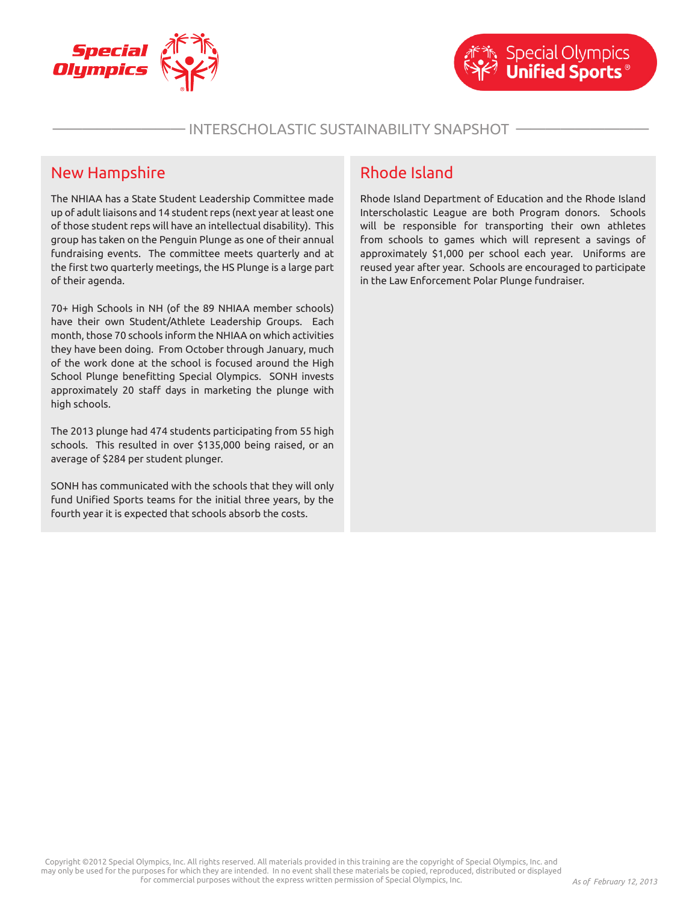INTERSCHOLASTIC SUSTAINABILITY SNAPSHOT

## New Hampshire

The NHIAA has a State Student Leadership Committee made up of adult liaisons and 14 student reps (next year at least one of those student reps will have an intellectual disability). This group has taken on the Penguin Plunge as one of their annual fundraising events. The committee meets quarterly and at the first two quarterly meetings, the HS Plunge is a large part of their agenda.

70+ High Schools in NH (of the 89 NHIAA member schools) have their own Student/Athlete Leadership Groups. Each month, those 70 schools inform the NHIAA on which activities they have been doing. From October through January, much of the work done at the school is focused around the High School Plunge benefitting Special Olympics. SONH invests approximately 20 staff days in marketing the plunge with high schools.

The 2013 plunge had 474 students participating from 55 high schools. This resulted in over $135,000 being raised, or an average of $284 per student plunger.

SONH has communicated with the schools that they will only fund Unified Sports teams for the initial three years, by the fourth year it is expected that schools absorb the costs.

## Rhode Island

Rhode Island Department of Education and the Rhode Island Interscholastic League are both Program donors. Schools will be responsible for transporting their own athletes from schools to games which will represent a savings of approximately $1,000 per school each year. Uniforms are reused year after year. Schools are encouraged to participate in the Law Enforcement Polar Plunge fundraiser.

Copyright ©2012 Special Olympics, Inc. All rights reserved. All materials provided in this training are the copyright of Special Olympics, Inc. and may only be used for the purposes for which they are intended. In no event shall these materials be copied, reproduced, distributed or displayed for commercial purposes without the express written permission of Special Olympics, Inc.

*As of February 12, 2013*